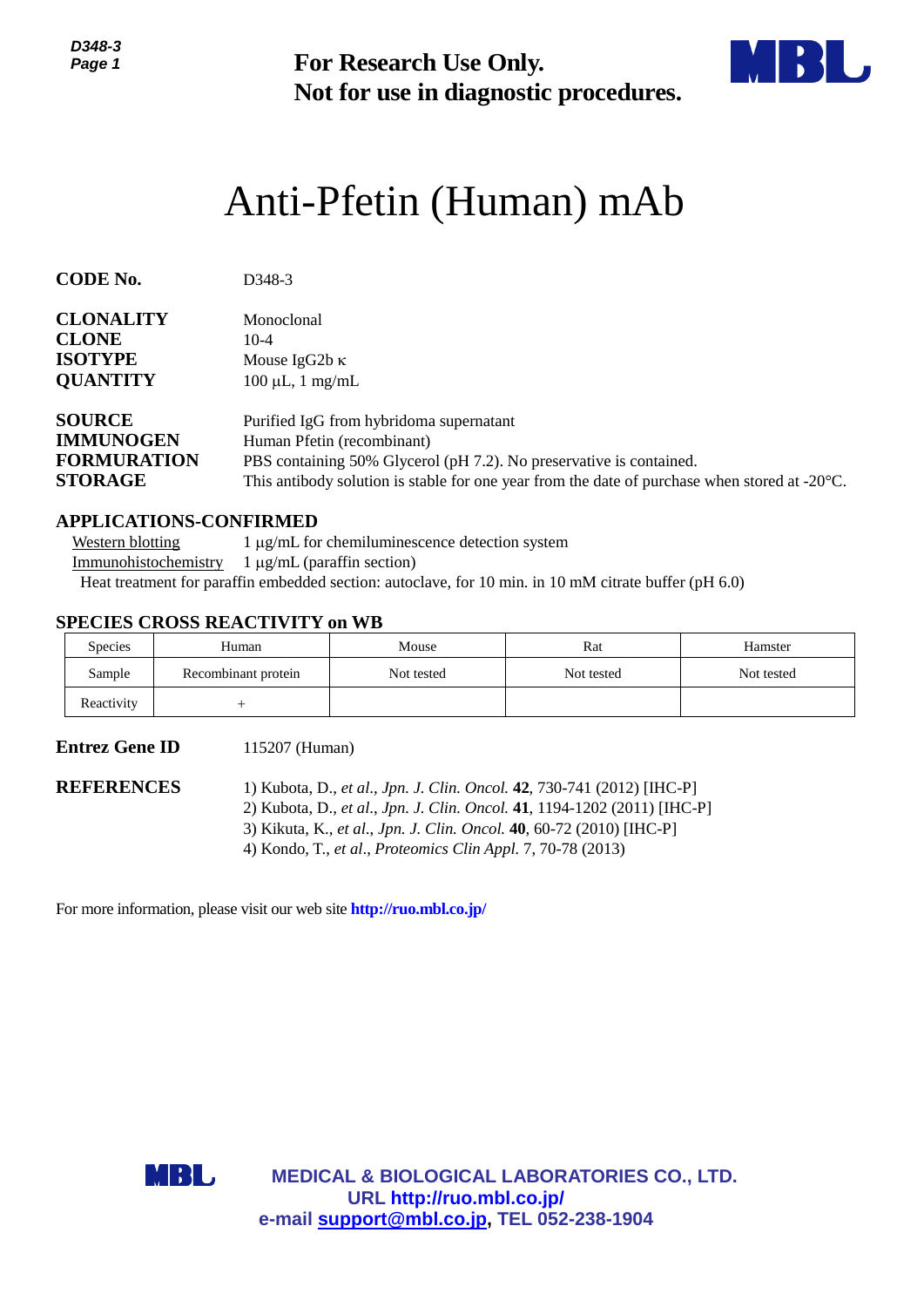**For Research Use Only.**
**Not for use in diagnostic procedures.**

# Anti-Pfetin (Human) mAb

**CODE No.** D348-3

**CLONALITY** Monoclonal
**CLONE** 10-4
**ISOTYPE** Mouse IgG2b κ
**QUANTITY** 100 µL, 1 mg/mL

**SOURCE** Purified IgG from hybridoma supernatant
**IMMUNOGEN** Human Pfetin (recombinant)
**FORMURATION** PBS containing 50% Glycerol (pH 7.2). No preservative is contained.
**STORAGE** This antibody solution is stable for one year from the date of purchase when stored at -20°C.

## APPLICATIONS-CONFIRMED

Western blotting 1 µg/mL for chemiluminescence detection system
Immunohistochemistry 1 µg/mL (paraffin section)
Heat treatment for paraffin embedded section: autoclave, for 10 min. in 10 mM citrate buffer (pH 6.0)

## SPECIES CROSS REACTIVITY on WB

| Species | Human | Mouse | Rat | Hamster |
|---|---|---|---|---|
| Sample | Recombinant protein | Not tested | Not tested | Not tested |
| Reactivity | + | | | |

**Entrez Gene ID** 115207 (Human)

**REFERENCES**

1) Kubota, D., *et al*., *Jpn. J. Clin. Oncol.* **42**, 730-741 (2012) [IHC-P]
2) Kubota, D., *et al*., *Jpn. J. Clin. Oncol.* **41**, 1194-1202 (2011) [IHC-P]
3) Kikuta, K., *et al*., *Jpn. J. Clin. Oncol.* **40**, 60-72 (2010) [IHC-P]
4) Kondo, T., *et al*., *Proteomics Clin Appl.* 7, 70-78 (2013)

For more information, please visit our web site **http://ruo.mbl.co.jp/**

**MEDICAL & BIOLOGICAL LABORATORIES CO., LTD.**
**URL http://ruo.mbl.co.jp/**
**e-mail support@mbl.co.jp, TEL 052-238-1904**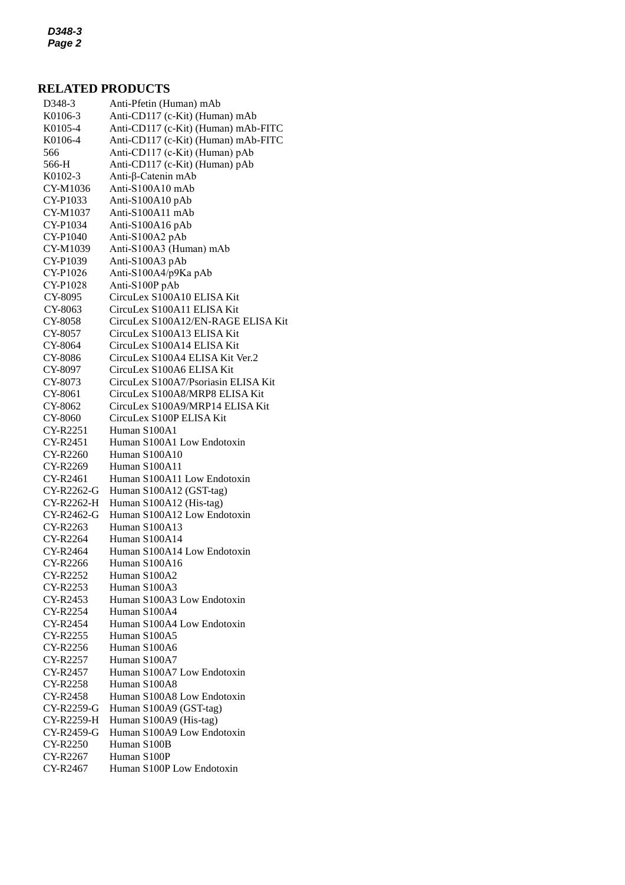## RELATED PRODUCTS

| | |
|---|---|
| D348-3 | Anti-Pfetin (Human) mAb |
| K0106-3 | Anti-CD117 (c-Kit) (Human) mAb |
| K0105-4 | Anti-CD117 (c-Kit) (Human) mAb-FITC |
| K0106-4 | Anti-CD117 (c-Kit) (Human) mAb-FITC |
| 566 | Anti-CD117 (c-Kit) (Human) pAb |
| 566-H | Anti-CD117 (c-Kit) (Human) pAb |
| K0102-3 | Anti-β-Catenin mAb |
| CY-M1036 | Anti-S100A10 mAb |
| CY-P1033 | Anti-S100A10 pAb |
| CY-M1037 | Anti-S100A11 mAb |
| CY-P1034 | Anti-S100A16 pAb |
| CY-P1040 | Anti-S100A2 pAb |
| CY-M1039 | Anti-S100A3 (Human) mAb |
| CY-P1039 | Anti-S100A3 pAb |
| CY-P1026 | Anti-S100A4/p9Ka pAb |
| CY-P1028 | Anti-S100P pAb |
| CY-8095 | CircuLex S100A10 ELISA Kit |
| CY-8063 | CircuLex S100A11 ELISA Kit |
| CY-8058 | CircuLex S100A12/EN-RAGE ELISA Kit |
| CY-8057 | CircuLex S100A13 ELISA Kit |
| CY-8064 | CircuLex S100A14 ELISA Kit |
| CY-8086 | CircuLex S100A4 ELISA Kit Ver.2 |
| CY-8097 | CircuLex S100A6 ELISA Kit |
| CY-8073 | CircuLex S100A7/Psoriasin ELISA Kit |
| CY-8061 | CircuLex S100A8/MRP8 ELISA Kit |
| CY-8062 | CircuLex S100A9/MRP14 ELISA Kit |
| CY-8060 | CircuLex S100P ELISA Kit |
| CY-R2251 | Human S100A1 |
| CY-R2451 | Human S100A1 Low Endotoxin |
| CY-R2260 | Human S100A10 |
| CY-R2269 | Human S100A11 |
| CY-R2461 | Human S100A11 Low Endotoxin |
| CY-R2262-G | Human S100A12 (GST-tag) |
| CY-R2262-H | Human S100A12 (His-tag) |
| CY-R2462-G | Human S100A12 Low Endotoxin |
| CY-R2263 | Human S100A13 |
| CY-R2264 | Human S100A14 |
| CY-R2464 | Human S100A14 Low Endotoxin |
| CY-R2266 | Human S100A16 |
| CY-R2252 | Human S100A2 |
| CY-R2253 | Human S100A3 |
| CY-R2453 | Human S100A3 Low Endotoxin |
| CY-R2254 | Human S100A4 |
| CY-R2454 | Human S100A4 Low Endotoxin |
| CY-R2255 | Human S100A5 |
| CY-R2256 | Human S100A6 |
| CY-R2257 | Human S100A7 |
| CY-R2457 | Human S100A7 Low Endotoxin |
| CY-R2258 | Human S100A8 |
| CY-R2458 | Human S100A8 Low Endotoxin |
| CY-R2259-G | Human S100A9 (GST-tag) |
| CY-R2259-H | Human S100A9 (His-tag) |
| CY-R2459-G | Human S100A9 Low Endotoxin |
| CY-R2250 | Human S100B |
| CY-R2267 | Human S100P |
| CY-R2467 | Human S100P Low Endotoxin |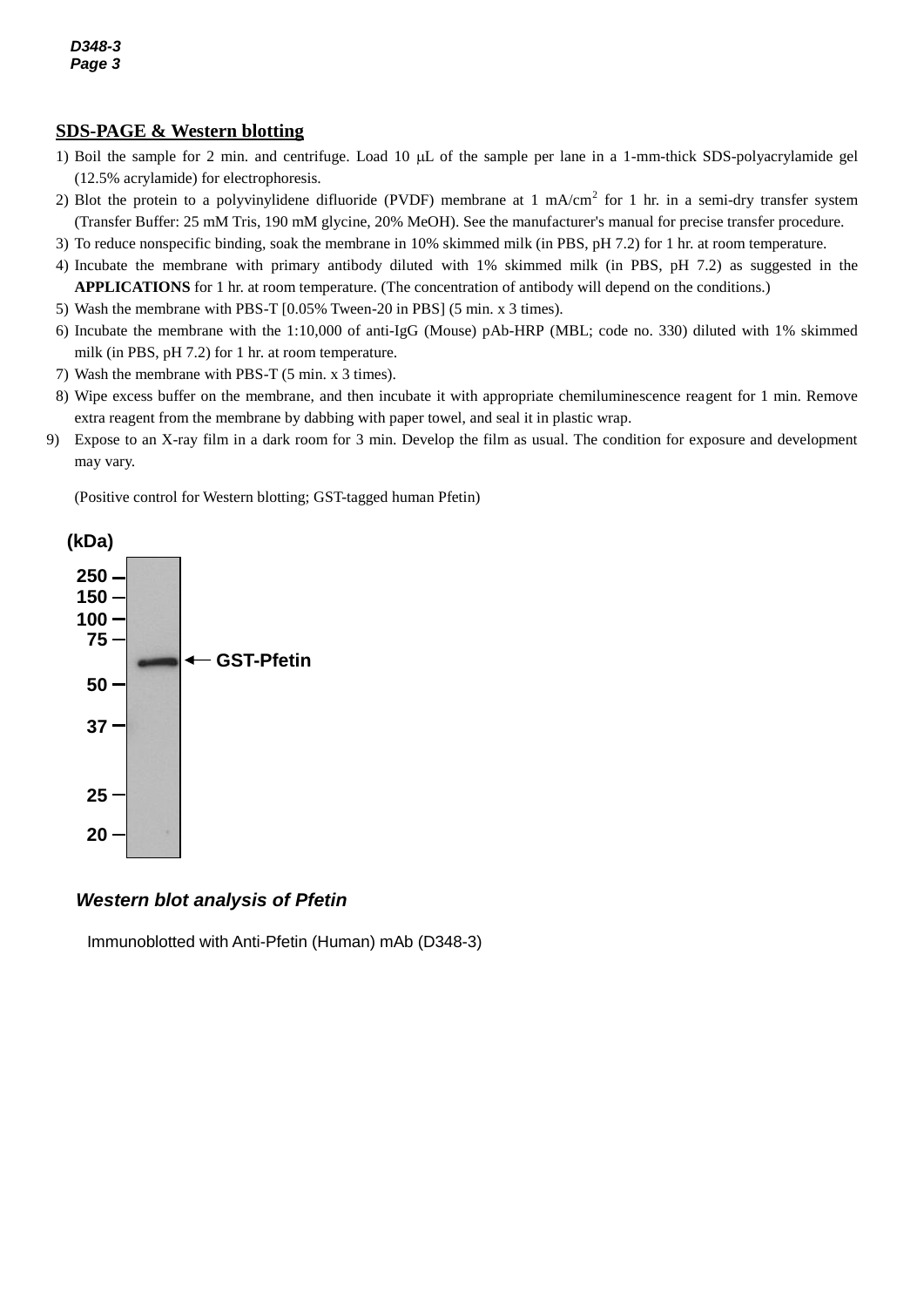## SDS-PAGE & Western blotting

1) Boil the sample for 2 min. and centrifuge. Load 10 μL of the sample per lane in a 1-mm-thick SDS-polyacrylamide gel (12.5% acrylamide) for electrophoresis.
2) Blot the protein to a polyvinylidene difluoride (PVDF) membrane at 1 mA/cm$^2$ for 1 hr. in a semi-dry transfer system (Transfer Buffer: 25 mM Tris, 190 mM glycine, 20% MeOH). See the manufacturer's manual for precise transfer procedure.
3) To reduce nonspecific binding, soak the membrane in 10% skimmed milk (in PBS, pH 7.2) for 1 hr. at room temperature.
4) Incubate the membrane with primary antibody diluted with 1% skimmed milk (in PBS, pH 7.2) as suggested in the **APPLICATIONS** for 1 hr. at room temperature. (The concentration of antibody will depend on the conditions.)
5) Wash the membrane with PBS-T [0.05% Tween-20 in PBS] (5 min. x 3 times).
6) Incubate the membrane with the 1:10,000 of anti-IgG (Mouse) pAb-HRP (MBL; code no. 330) diluted with 1% skimmed milk (in PBS, pH 7.2) for 1 hr. at room temperature.
7) Wash the membrane with PBS-T (5 min. x 3 times).
8) Wipe excess buffer on the membrane, and then incubate it with appropriate chemiluminescence reagent for 1 min. Remove extra reagent from the membrane by dabbing with paper towel, and seal it in plastic wrap.
9) Expose to an X-ray film in a dark room for 3 min. Develop the film as usual. The condition for exposure and development may vary.

(Positive control for Western blotting; GST-tagged human Pfetin)

(kDa) 250, 150, 100, 75, 50, 37, 25, 20 — GST-Pfetin

***Western blot analysis of Pfetin***

Immunoblotted with Anti-Pfetin (Human) mAb (D348-3)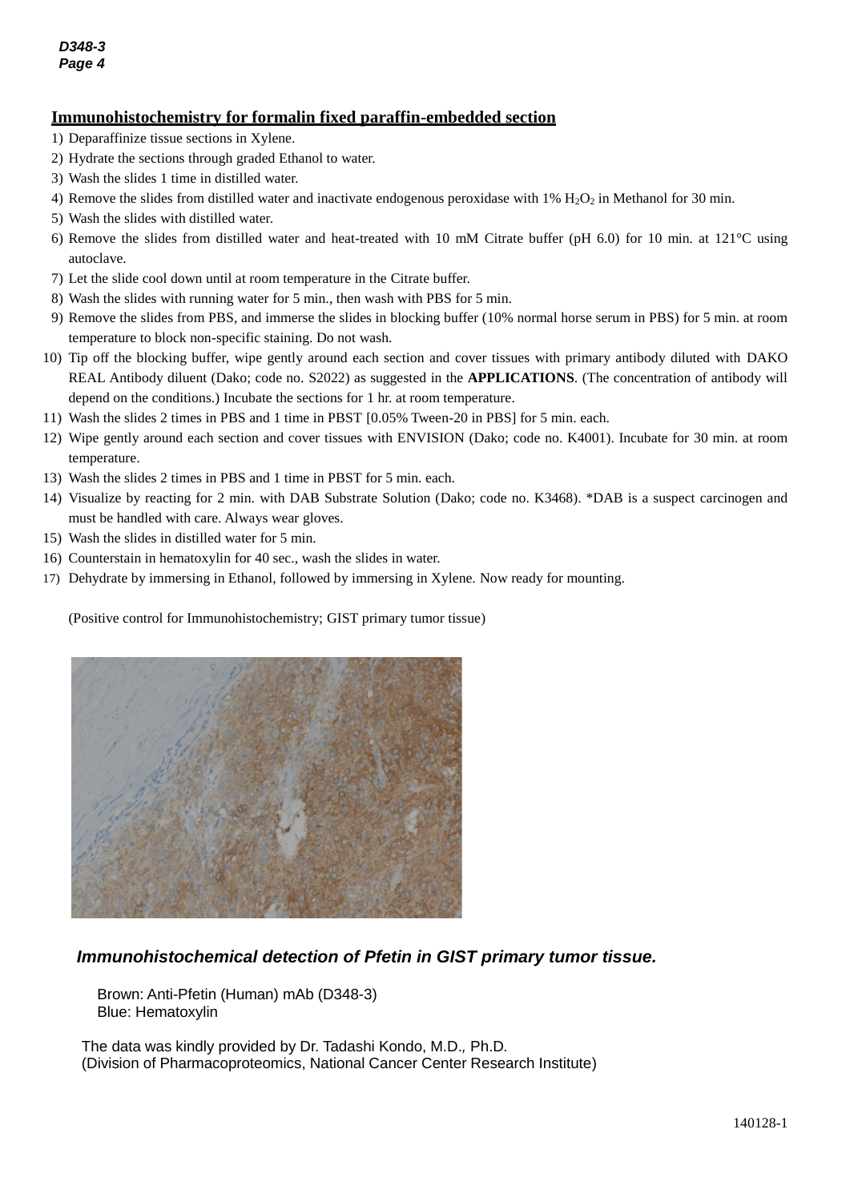## Immunohistochemistry for formalin fixed paraffin-embedded section

1) Deparaffinize tissue sections in Xylene.
2) Hydrate the sections through graded Ethanol to water.
3) Wash the slides 1 time in distilled water.
4) Remove the slides from distilled water and inactivate endogenous peroxidase with 1% $H_2O_2$ in Methanol for 30 min.
5) Wash the slides with distilled water.
6) Remove the slides from distilled water and heat-treated with 10 mM Citrate buffer (pH 6.0) for 10 min. at 121°C using autoclave.
7) Let the slide cool down until at room temperature in the Citrate buffer.
8) Wash the slides with running water for 5 min., then wash with PBS for 5 min.
9) Remove the slides from PBS, and immerse the slides in blocking buffer (10% normal horse serum in PBS) for 5 min. at room temperature to block non-specific staining. Do not wash.
10) Tip off the blocking buffer, wipe gently around each section and cover tissues with primary antibody diluted with DAKO REAL Antibody diluent (Dako; code no. S2022) as suggested in the **APPLICATIONS**. (The concentration of antibody will depend on the conditions.) Incubate the sections for 1 hr. at room temperature.
11) Wash the slides 2 times in PBS and 1 time in PBST [0.05% Tween-20 in PBS] for 5 min. each.
12) Wipe gently around each section and cover tissues with ENVISION (Dako; code no. K4001). Incubate for 30 min. at room temperature.
13) Wash the slides 2 times in PBS and 1 time in PBST for 5 min. each.
14) Visualize by reacting for 2 min. with DAB Substrate Solution (Dako; code no. K3468). *DAB is a suspect carcinogen and must be handled with care. Always wear gloves.
15) Wash the slides in distilled water for 5 min.
16) Counterstain in hematoxylin for 40 sec., wash the slides in water.
17) Dehydrate by immersing in Ethanol, followed by immersing in Xylene. Now ready for mounting.

(Positive control for Immunohistochemistry; GIST primary tumor tissue)

***Immunohistochemical detection of Pfetin in GIST primary tumor tissue.***

Brown: Anti-Pfetin (Human) mAb (D348-3)
Blue: Hematoxylin

The data was kindly provided by Dr. Tadashi Kondo, M.D., Ph.D.
(Division of Pharmacoproteomics, National Cancer Center Research Institute)

140128-1